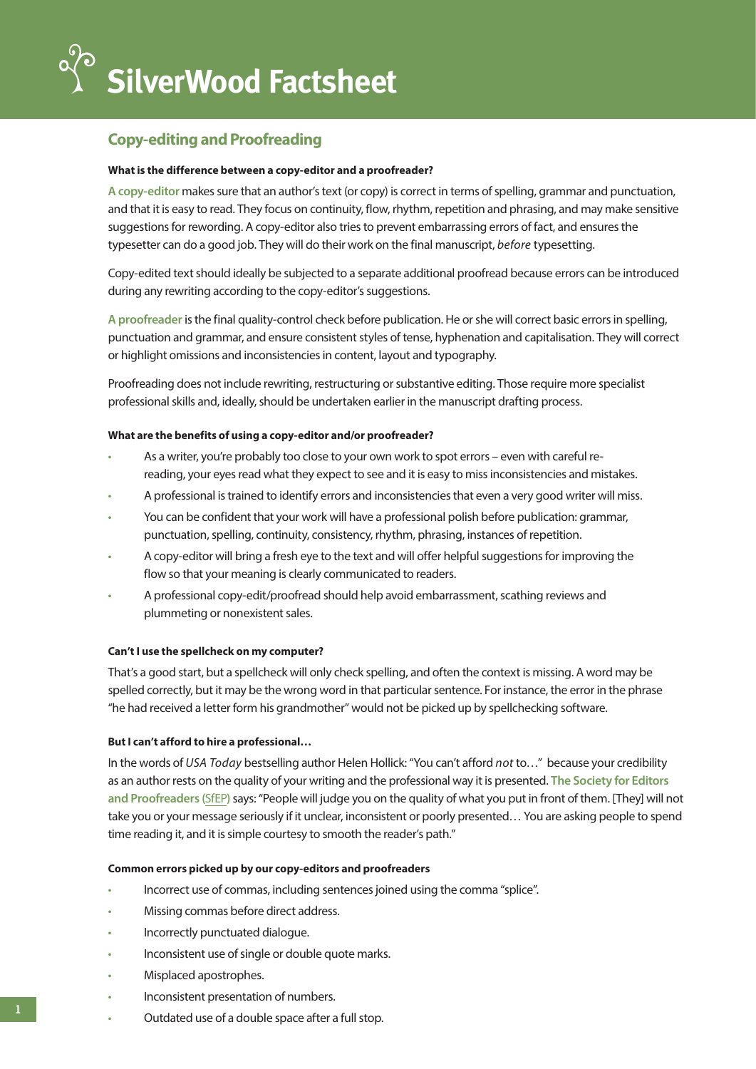# SilverWood Factsheet

## Copy-editing and Proofreading

**What is the difference between a copy-editor and a proofreader?**

**A copy-editor** makes sure that an author's text (or copy) is correct in terms of spelling, grammar and punctuation, and that it is easy to read. They focus on continuity, flow, rhythm, repetition and phrasing, and may make sensitive suggestions for rewording. A copy-editor also tries to prevent embarrassing errors of fact, and ensures the typesetter can do a good job. They will do their work on the final manuscript, *before* typesetting.

Copy-edited text should ideally be subjected to a separate additional proofread because errors can be introduced during any rewriting according to the copy-editor's suggestions.

**A proofreader** is the final quality-control check before publication. He or she will correct basic errors in spelling, punctuation and grammar, and ensure consistent styles of tense, hyphenation and capitalisation. They will correct or highlight omissions and inconsistencies in content, layout and typography.

Proofreading does not include rewriting, restructuring or substantive editing. Those require more specialist professional skills and, ideally, should be undertaken earlier in the manuscript drafting process.

**What are the benefits of using a copy-editor and/or proofreader?**

- As a writer, you're probably too close to your own work to spot errors – even with careful re-reading, your eyes read what they expect to see and it is easy to miss inconsistencies and mistakes.
- A professional is trained to identify errors and inconsistencies that even a very good writer will miss.
- You can be confident that your work will have a professional polish before publication: grammar, punctuation, spelling, continuity, consistency, rhythm, phrasing, instances of repetition.
- A copy-editor will bring a fresh eye to the text and will offer helpful suggestions for improving the flow so that your meaning is clearly communicated to readers.
- A professional copy-edit/proofread should help avoid embarrassment, scathing reviews and plummeting or nonexistent sales.

**Can't I use the spellcheck on my computer?**

That's a good start, but a spellcheck will only check spelling, and often the context is missing. A word may be spelled correctly, but it may be the wrong word in that particular sentence. For instance, the error in the phrase "he had received a letter form his grandmother" would not be picked up by spellchecking software.

**But I can't afford to hire a professional…**

In the words of *USA Today* bestselling author Helen Hollick: "You can't afford *not* to…" because your credibility as an author rests on the quality of your writing and the professional way it is presented. **The Society for Editors and Proofreaders** (SfEP) says: "People will judge you on the quality of what you put in front of them. [They] will not take you or your message seriously if it unclear, inconsistent or poorly presented… You are asking people to spend time reading it, and it is simple courtesy to smooth the reader's path."

**Common errors picked up by our copy-editors and proofreaders**

- Incorrect use of commas, including sentences joined using the comma "splice".
- Missing commas before direct address.
- Incorrectly punctuated dialogue.
- Inconsistent use of single or double quote marks.
- Misplaced apostrophes.
- Inconsistent presentation of numbers.
- Outdated use of a double space after a full stop.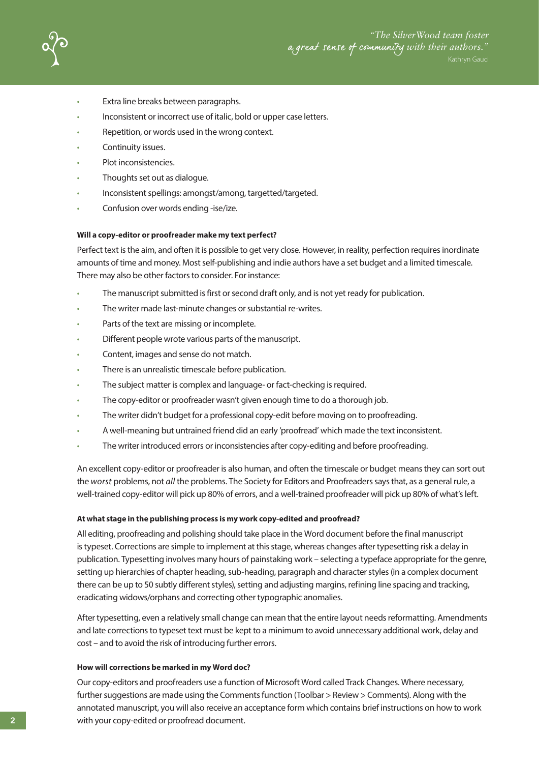- Extra line breaks between paragraphs.
- Inconsistent or incorrect use of italic, bold or upper case letters.
- Repetition, or words used in the wrong context.
- Continuity issues.
- Plot inconsistencies.
- Thoughts set out as dialogue.
- Inconsistent spellings: amongst/among, targetted/targeted.
- Confusion over words ending -ise/ize.

#### Will a copy-editor or proofreader make my text perfect?

Perfect text is the aim, and often it is possible to get very close. However, in reality, perfection requires inordinate amounts of time and money. Most self-publishing and indie authors have a set budget and a limited timescale. There may also be other factors to consider. For instance:

- The manuscript submitted is first or second draft only, and is not yet ready for publication.
- The writer made last-minute changes or substantial re-writes.
- Parts of the text are missing or incomplete.
- Different people wrote various parts of the manuscript.
- Content, images and sense do not match.
- There is an unrealistic timescale before publication.
- The subject matter is complex and language- or fact-checking is required.
- The copy-editor or proofreader wasn't given enough time to do a thorough job.
- The writer didn't budget for a professional copy-edit before moving on to proofreading.
- A well-meaning but untrained friend did an early 'proofread' which made the text inconsistent.
- The writer introduced errors or inconsistencies after copy-editing and before proofreading.

An excellent copy-editor or proofreader is also human, and often the timescale or budget means they can sort out the *worst* problems, not *all* the problems. The Society for Editors and Proofreaders says that, as a general rule, a well-trained copy-editor will pick up 80% of errors, and a well-trained proofreader will pick up 80% of what's left.

#### At what stage in the publishing process is my work copy-edited and proofread?

All editing, proofreading and polishing should take place in the Word document before the final manuscript is typeset. Corrections are simple to implement at this stage, whereas changes after typesetting risk a delay in publication. Typesetting involves many hours of painstaking work – selecting a typeface appropriate for the genre, setting up hierarchies of chapter heading, sub-heading, paragraph and character styles (in a complex document there can be up to 50 subtly different styles), setting and adjusting margins, refining line spacing and tracking, eradicating widows/orphans and correcting other typographic anomalies.

After typesetting, even a relatively small change can mean that the entire layout needs reformatting. Amendments and late corrections to typeset text must be kept to a minimum to avoid unnecessary additional work, delay and cost – and to avoid the risk of introducing further errors.

#### How will corrections be marked in my Word doc?

Our copy-editors and proofreaders use a function of Microsoft Word called Track Changes. Where necessary, further suggestions are made using the Comments function (Toolbar > Review > Comments). Along with the annotated manuscript, you will also receive an acceptance form which contains brief instructions on how to work with your copy-edited or proofread document.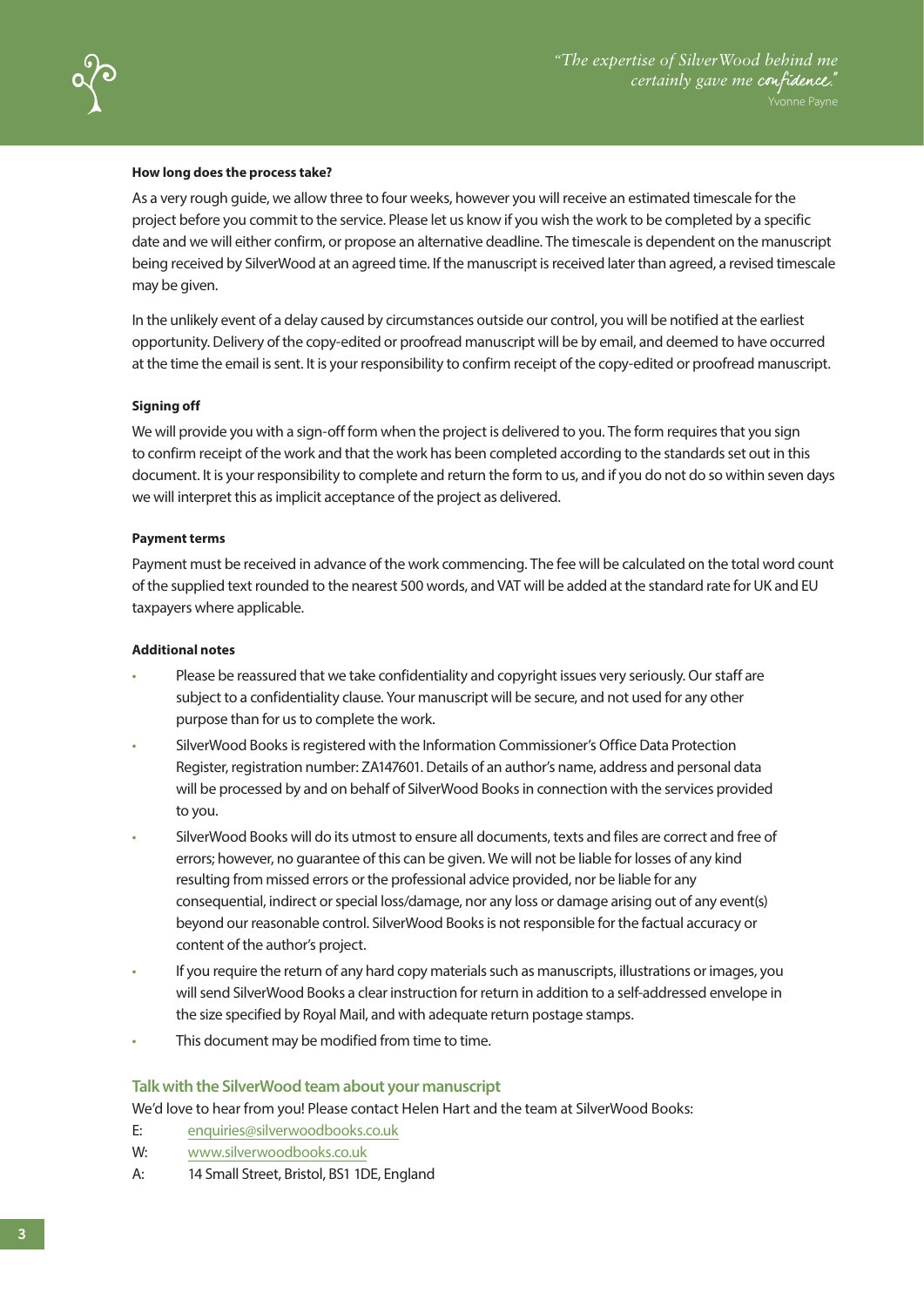> *"The expertise of SilverWood behind me certainly gave me confidence."*
> Yvonne Payne

**How long does the process take?**

As a very rough guide, we allow three to four weeks, however you will receive an estimated timescale for the project before you commit to the service. Please let us know if you wish the work to be completed by a specific date and we will either confirm, or propose an alternative deadline. The timescale is dependent on the manuscript being received by SilverWood at an agreed time. If the manuscript is received later than agreed, a revised timescale may be given.

In the unlikely event of a delay caused by circumstances outside our control, you will be notified at the earliest opportunity. Delivery of the copy-edited or proofread manuscript will be by email, and deemed to have occurred at the time the email is sent. It is your responsibility to confirm receipt of the copy-edited or proofread manuscript.

**Signing off**

We will provide you with a sign-off form when the project is delivered to you. The form requires that you sign to confirm receipt of the work and that the work has been completed according to the standards set out in this document. It is your responsibility to complete and return the form to us, and if you do not do so within seven days we will interpret this as implicit acceptance of the project as delivered.

**Payment terms**

Payment must be received in advance of the work commencing. The fee will be calculated on the total word count of the supplied text rounded to the nearest 500 words, and VAT will be added at the standard rate for UK and EU taxpayers where applicable.

**Additional notes**

- Please be reassured that we take confidentiality and copyright issues very seriously. Our staff are subject to a confidentiality clause. Your manuscript will be secure, and not used for any other purpose than for us to complete the work.
- SilverWood Books is registered with the Information Commissioner's Office Data Protection Register, registration number: ZA147601. Details of an author's name, address and personal data will be processed by and on behalf of SilverWood Books in connection with the services provided to you.
- SilverWood Books will do its utmost to ensure all documents, texts and files are correct and free of errors; however, no guarantee of this can be given. We will not be liable for losses of any kind resulting from missed errors or the professional advice provided, nor be liable for any consequential, indirect or special loss/damage, nor any loss or damage arising out of any event(s) beyond our reasonable control. SilverWood Books is not responsible for the factual accuracy or content of the author's project.
- If you require the return of any hard copy materials such as manuscripts, illustrations or images, you will send SilverWood Books a clear instruction for return in addition to a self-addressed envelope in the size specified by Royal Mail, and with adequate return postage stamps.
- This document may be modified from time to time.

## Talk with the SilverWood team about your manuscript

We'd love to hear from you! Please contact Helen Hart and the team at SilverWood Books:

E: enquiries@silverwoodbooks.co.uk
W: www.silverwoodbooks.co.uk
A: 14 Small Street, Bristol, BS1 1DE, England